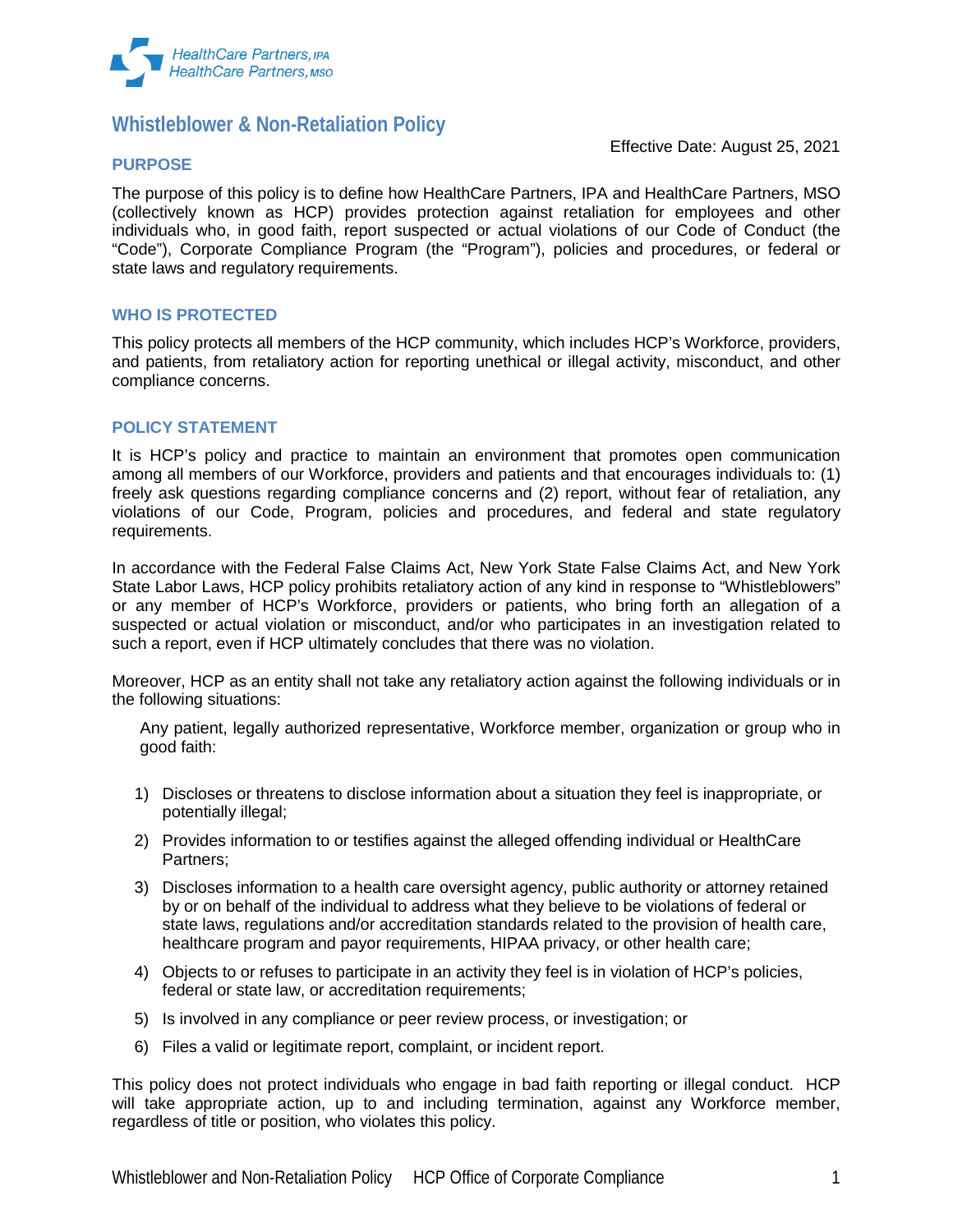HealthCare Partners, IPA
HealthCare Partners, MSO

# Whistleblower & Non-Retaliation Policy

Effective Date: August 25, 2021

## PURPOSE

The purpose of this policy is to define how HealthCare Partners, IPA and HealthCare Partners, MSO (collectively known as HCP) provides protection against retaliation for employees and other individuals who, in good faith, report suspected or actual violations of our Code of Conduct (the "Code"), Corporate Compliance Program (the "Program"), policies and procedures, or federal or state laws and regulatory requirements.

## WHO IS PROTECTED

This policy protects all members of the HCP community, which includes HCP's Workforce, providers, and patients, from retaliatory action for reporting unethical or illegal activity, misconduct, and other compliance concerns.

## POLICY STATEMENT

It is HCP's policy and practice to maintain an environment that promotes open communication among all members of our Workforce, providers and patients and that encourages individuals to: (1) freely ask questions regarding compliance concerns and (2) report, without fear of retaliation, any violations of our Code, Program, policies and procedures, and federal and state regulatory requirements.

In accordance with the Federal False Claims Act, New York State False Claims Act, and New York State Labor Laws, HCP policy prohibits retaliatory action of any kind in response to "Whistleblowers" or any member of HCP's Workforce, providers or patients, who bring forth an allegation of a suspected or actual violation or misconduct, and/or who participates in an investigation related to such a report, even if HCP ultimately concludes that there was no violation.

Moreover, HCP as an entity shall not take any retaliatory action against the following individuals or in the following situations:

Any patient, legally authorized representative, Workforce member, organization or group who in good faith:

1) Discloses or threatens to disclose information about a situation they feel is inappropriate, or potentially illegal;
2) Provides information to or testifies against the alleged offending individual or HealthCare Partners;
3) Discloses information to a health care oversight agency, public authority or attorney retained by or on behalf of the individual to address what they believe to be violations of federal or state laws, regulations and/or accreditation standards related to the provision of health care, healthcare program and payor requirements, HIPAA privacy, or other health care;
4) Objects to or refuses to participate in an activity they feel is in violation of HCP's policies, federal or state law, or accreditation requirements;
5) Is involved in any compliance or peer review process, or investigation; or
6) Files a valid or legitimate report, complaint, or incident report.

This policy does not protect individuals who engage in bad faith reporting or illegal conduct. HCP will take appropriate action, up to and including termination, against any Workforce member, regardless of title or position, who violates this policy.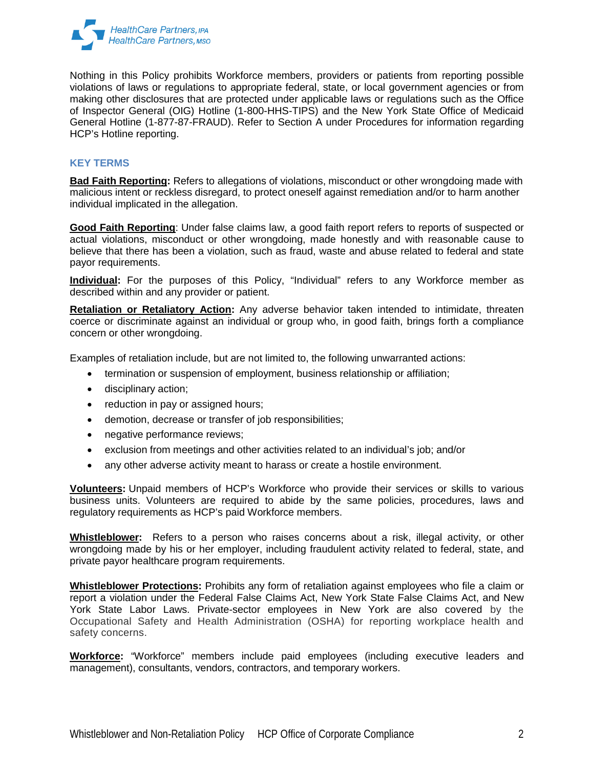Nothing in this Policy prohibits Workforce members, providers or patients from reporting possible violations of laws or regulations to appropriate federal, state, or local government agencies or from making other disclosures that are protected under applicable laws or regulations such as the Office of Inspector General (OIG) Hotline (1-800-HHS-TIPS) and the New York State Office of Medicaid General Hotline (1-877-87-FRAUD). Refer to Section A under Procedures for information regarding HCP's Hotline reporting.

## KEY TERMS

**Bad Faith Reporting:** Refers to allegations of violations, misconduct or other wrongdoing made with malicious intent or reckless disregard, to protect oneself against remediation and/or to harm another individual implicated in the allegation.

**Good Faith Reporting**: Under false claims law, a good faith report refers to reports of suspected or actual violations, misconduct or other wrongdoing, made honestly and with reasonable cause to believe that there has been a violation, such as fraud, waste and abuse related to federal and state payor requirements.

**Individual:** For the purposes of this Policy, "Individual" refers to any Workforce member as described within and any provider or patient.

**Retaliation or Retaliatory Action:** Any adverse behavior taken intended to intimidate, threaten coerce or discriminate against an individual or group who, in good faith, brings forth a compliance concern or other wrongdoing.

Examples of retaliation include, but are not limited to, the following unwarranted actions:

- termination or suspension of employment, business relationship or affiliation;
- disciplinary action;
- reduction in pay or assigned hours;
- demotion, decrease or transfer of job responsibilities;
- negative performance reviews;
- exclusion from meetings and other activities related to an individual's job; and/or
- any other adverse activity meant to harass or create a hostile environment.

**Volunteers:** Unpaid members of HCP's Workforce who provide their services or skills to various business units. Volunteers are required to abide by the same policies, procedures, laws and regulatory requirements as HCP's paid Workforce members.

**Whistleblower:** Refers to a person who raises concerns about a risk, illegal activity, or other wrongdoing made by his or her employer, including fraudulent activity related to federal, state, and private payor healthcare program requirements.

**Whistleblower Protections:** Prohibits any form of retaliation against employees who file a claim or report a violation under the Federal False Claims Act, New York State False Claims Act, and New York State Labor Laws. Private-sector employees in New York are also covered by the Occupational Safety and Health Administration (OSHA) for reporting workplace health and safety concerns.

**Workforce:** "Workforce" members include paid employees (including executive leaders and management), consultants, vendors, contractors, and temporary workers.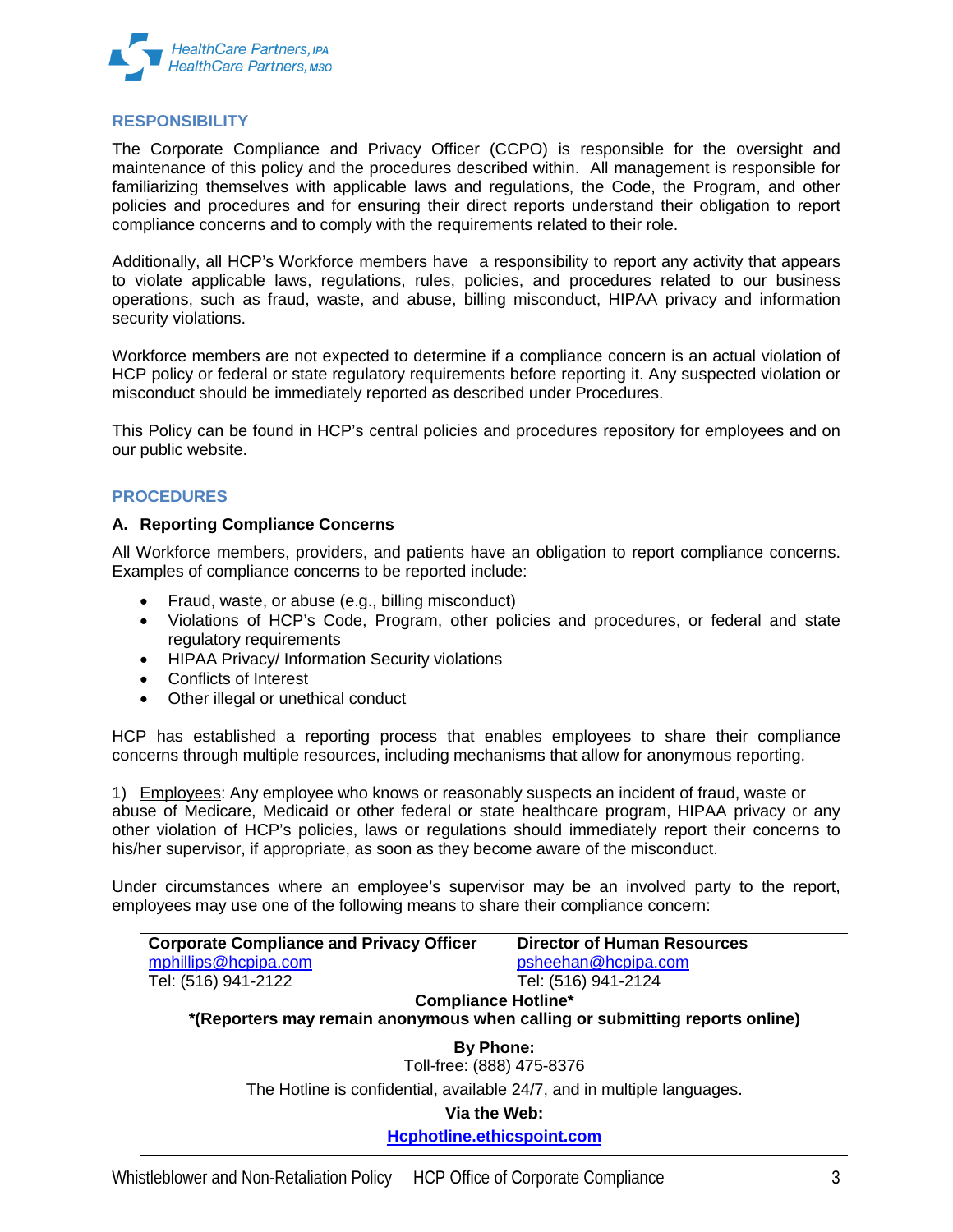## RESPONSIBILITY

The Corporate Compliance and Privacy Officer (CCPO) is responsible for the oversight and maintenance of this policy and the procedures described within. All management is responsible for familiarizing themselves with applicable laws and regulations, the Code, the Program, and other policies and procedures and for ensuring their direct reports understand their obligation to report compliance concerns and to comply with the requirements related to their role.

Additionally, all HCP's Workforce members have a responsibility to report any activity that appears to violate applicable laws, regulations, rules, policies, and procedures related to our business operations, such as fraud, waste, and abuse, billing misconduct, HIPAA privacy and information security violations.

Workforce members are not expected to determine if a compliance concern is an actual violation of HCP policy or federal or state regulatory requirements before reporting it. Any suspected violation or misconduct should be immediately reported as described under Procedures.

This Policy can be found in HCP's central policies and procedures repository for employees and on our public website.

## PROCEDURES

### A. Reporting Compliance Concerns

All Workforce members, providers, and patients have an obligation to report compliance concerns. Examples of compliance concerns to be reported include:

- Fraud, waste, or abuse (e.g., billing misconduct)
- Violations of HCP's Code, Program, other policies and procedures, or federal and state regulatory requirements
- HIPAA Privacy/ Information Security violations
- Conflicts of Interest
- Other illegal or unethical conduct

HCP has established a reporting process that enables employees to share their compliance concerns through multiple resources, including mechanisms that allow for anonymous reporting.

1) Employees: Any employee who knows or reasonably suspects an incident of fraud, waste or abuse of Medicare, Medicaid or other federal or state healthcare program, HIPAA privacy or any other violation of HCP's policies, laws or regulations should immediately report their concerns to his/her supervisor, if appropriate, as soon as they become aware of the misconduct.

Under circumstances where an employee's supervisor may be an involved party to the report, employees may use one of the following means to share their compliance concern:

| **Corporate Compliance and Privacy Officer** | **Director of Human Resources** |
|---|---|
| mphillips@hcpipa.com | psheehan@hcpipa.com |
| Tel: (516) 941-2122 | Tel: (516) 941-2124 |
| **Compliance Hotline*** **\*(Reporters may remain anonymous when calling or submitting reports online)** | |
| **By Phone:** Toll-free: (888) 475-8376 | |
| The Hotline is confidential, available 24/7, and in multiple languages. | |
| **Via the Web:** **Hcphotline.ethicspoint.com** | |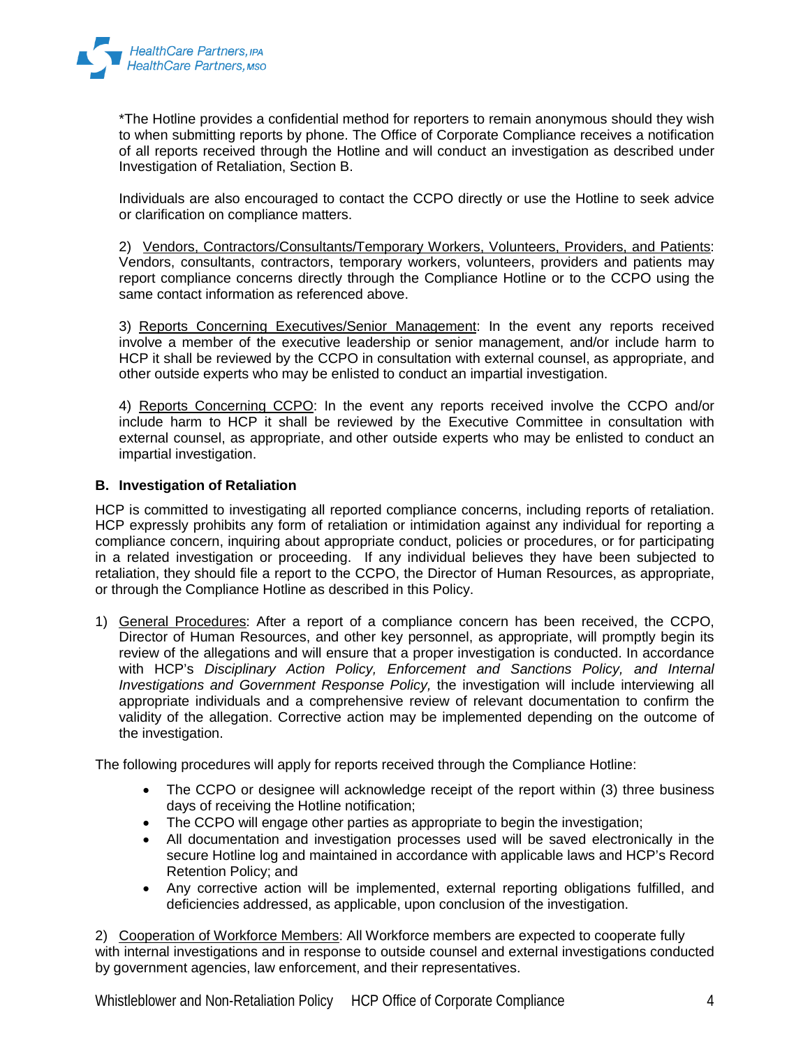*The Hotline provides a confidential method for reporters to remain anonymous should they wish to when submitting reports by phone. The Office of Corporate Compliance receives a notification of all reports received through the Hotline and will conduct an investigation as described under Investigation of Retaliation, Section B.

Individuals are also encouraged to contact the CCPO directly or use the Hotline to seek advice or clarification on compliance matters.

2) Vendors, Contractors/Consultants/Temporary Workers, Volunteers, Providers, and Patients: Vendors, consultants, contractors, temporary workers, volunteers, providers and patients may report compliance concerns directly through the Compliance Hotline or to the CCPO using the same contact information as referenced above.

3) Reports Concerning Executives/Senior Management: In the event any reports received involve a member of the executive leadership or senior management, and/or include harm to HCP it shall be reviewed by the CCPO in consultation with external counsel, as appropriate, and other outside experts who may be enlisted to conduct an impartial investigation.

4) Reports Concerning CCPO: In the event any reports received involve the CCPO and/or include harm to HCP it shall be reviewed by the Executive Committee in consultation with external counsel, as appropriate, and other outside experts who may be enlisted to conduct an impartial investigation.

### B. Investigation of Retaliation

HCP is committed to investigating all reported compliance concerns, including reports of retaliation. HCP expressly prohibits any form of retaliation or intimidation against any individual for reporting a compliance concern, inquiring about appropriate conduct, policies or procedures, or for participating in a related investigation or proceeding. If any individual believes they have been subjected to retaliation, they should file a report to the CCPO, the Director of Human Resources, as appropriate, or through the Compliance Hotline as described in this Policy.

1) General Procedures: After a report of a compliance concern has been received, the CCPO, Director of Human Resources, and other key personnel, as appropriate, will promptly begin its review of the allegations and will ensure that a proper investigation is conducted. In accordance with HCP's *Disciplinary Action Policy, Enforcement and Sanctions Policy, and Internal Investigations and Government Response Policy,* the investigation will include interviewing all appropriate individuals and a comprehensive review of relevant documentation to confirm the validity of the allegation. Corrective action may be implemented depending on the outcome of the investigation.

The following procedures will apply for reports received through the Compliance Hotline:

- The CCPO or designee will acknowledge receipt of the report within (3) three business days of receiving the Hotline notification;
- The CCPO will engage other parties as appropriate to begin the investigation;
- All documentation and investigation processes used will be saved electronically in the secure Hotline log and maintained in accordance with applicable laws and HCP's Record Retention Policy; and
- Any corrective action will be implemented, external reporting obligations fulfilled, and deficiencies addressed, as applicable, upon conclusion of the investigation.

2) Cooperation of Workforce Members: All Workforce members are expected to cooperate fully with internal investigations and in response to outside counsel and external investigations conducted by government agencies, law enforcement, and their representatives.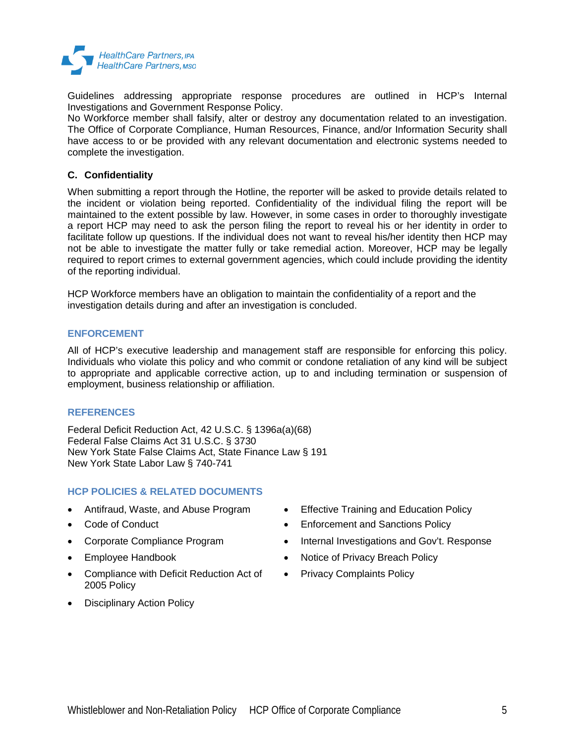Guidelines addressing appropriate response procedures are outlined in HCP's Internal Investigations and Government Response Policy.
No Workforce member shall falsify, alter or destroy any documentation related to an investigation. The Office of Corporate Compliance, Human Resources, Finance, and/or Information Security shall have access to or be provided with any relevant documentation and electronic systems needed to complete the investigation.

**C. Confidentiality**

When submitting a report through the Hotline, the reporter will be asked to provide details related to the incident or violation being reported. Confidentiality of the individual filing the report will be maintained to the extent possible by law. However, in some cases in order to thoroughly investigate a report HCP may need to ask the person filing the report to reveal his or her identity in order to facilitate follow up questions. If the individual does not want to reveal his/her identity then HCP may not be able to investigate the matter fully or take remedial action. Moreover, HCP may be legally required to report crimes to external government agencies, which could include providing the identity of the reporting individual.

HCP Workforce members have an obligation to maintain the confidentiality of a report and the investigation details during and after an investigation is concluded.

## ENFORCEMENT

All of HCP's executive leadership and management staff are responsible for enforcing this policy. Individuals who violate this policy and who commit or condone retaliation of any kind will be subject to appropriate and applicable corrective action, up to and including termination or suspension of employment, business relationship or affiliation.

## REFERENCES

Federal Deficit Reduction Act, 42 U.S.C. § 1396a(a)(68)
Federal False Claims Act 31 U.S.C. § 3730
New York State False Claims Act, State Finance Law § 191
New York State Labor Law § 740-741

## HCP POLICIES & RELATED DOCUMENTS

- Antifraud, Waste, and Abuse Program
- Code of Conduct
- Corporate Compliance Program
- Employee Handbook
- Compliance with Deficit Reduction Act of 2005 Policy
- Disciplinary Action Policy
- Effective Training and Education Policy
- Enforcement and Sanctions Policy
- Internal Investigations and Gov't. Response
- Notice of Privacy Breach Policy
- Privacy Complaints Policy